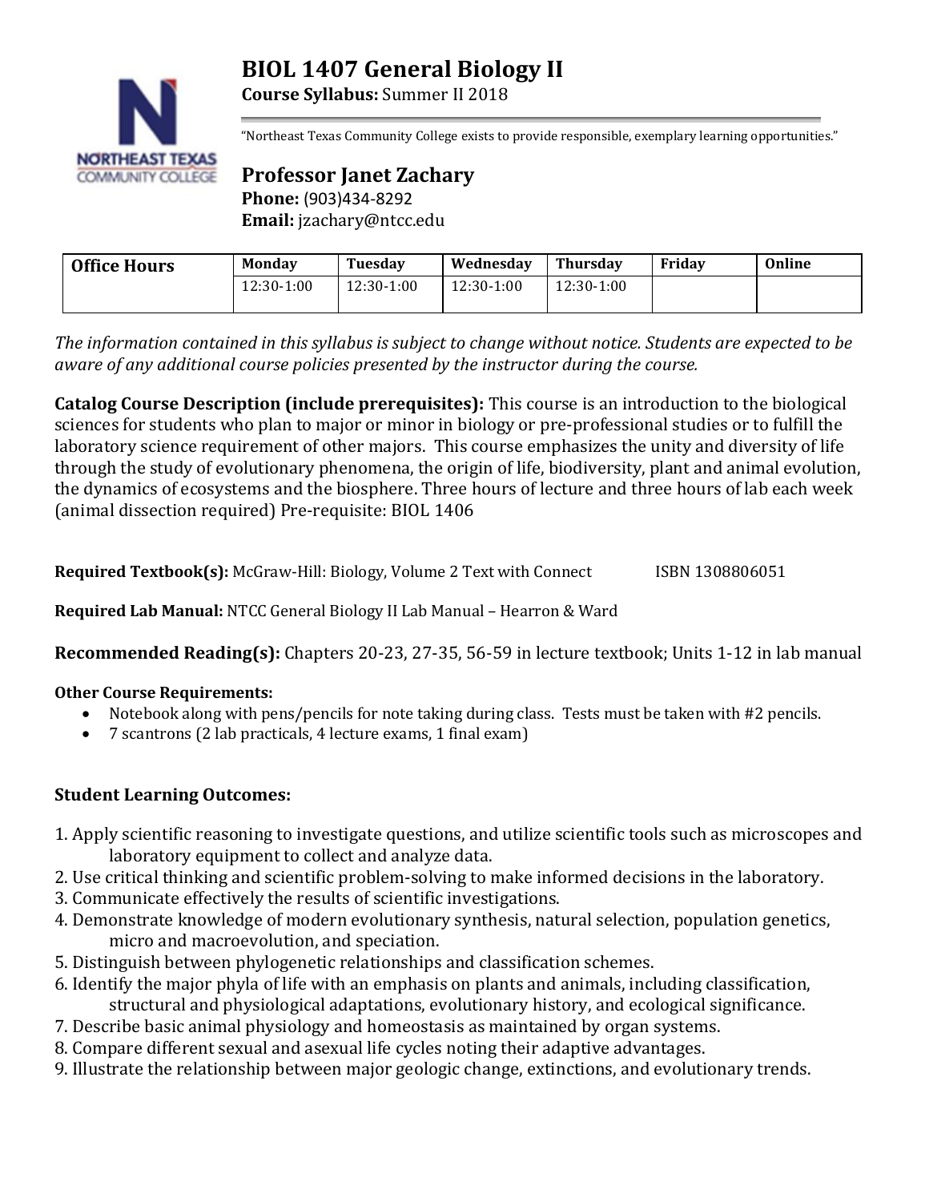# BIOL 1407 General Biology II

**Course Syllabus:** Summer II 2018

"Northeast Texas Community College exists to provide responsible, exemplary learning opportunities."

## Professor Janet Zachary

**Phone:** (903)434-8292
**Email:** jzachary@ntcc.edu

| Office Hours | Monday | Tuesday | Wednesday | Thursday | Friday | Online |
|---|---|---|---|---|---|---|
| | 12:30-1:00 | 12:30-1:00 | 12:30-1:00 | 12:30-1:00 | | |

*The information contained in this syllabus is subject to change without notice. Students are expected to be aware of any additional course policies presented by the instructor during the course.*

**Catalog Course Description (include prerequisites):** This course is an introduction to the biological sciences for students who plan to major or minor in biology or pre-professional studies or to fulfill the laboratory science requirement of other majors. This course emphasizes the unity and diversity of life through the study of evolutionary phenomena, the origin of life, biodiversity, plant and animal evolution, the dynamics of ecosystems and the biosphere. Three hours of lecture and three hours of lab each week (animal dissection required) Pre-requisite: BIOL 1406

**Required Textbook(s):** McGraw-Hill: Biology, Volume 2 Text with Connect ISBN 1308806051

**Required Lab Manual:** NTCC General Biology II Lab Manual – Hearron & Ward

**Recommended Reading(s):** Chapters 20-23, 27-35, 56-59 in lecture textbook; Units 1-12 in lab manual

**Other Course Requirements:**

- Notebook along with pens/pencils for note taking during class. Tests must be taken with #2 pencils.
- 7 scantrons (2 lab practicals, 4 lecture exams, 1 final exam)

**Student Learning Outcomes:**

1. Apply scientific reasoning to investigate questions, and utilize scientific tools such as microscopes and laboratory equipment to collect and analyze data.
2. Use critical thinking and scientific problem-solving to make informed decisions in the laboratory.
3. Communicate effectively the results of scientific investigations.
4. Demonstrate knowledge of modern evolutionary synthesis, natural selection, population genetics, micro and macroevolution, and speciation.
5. Distinguish between phylogenetic relationships and classification schemes.
6. Identify the major phyla of life with an emphasis on plants and animals, including classification, structural and physiological adaptations, evolutionary history, and ecological significance.
7. Describe basic animal physiology and homeostasis as maintained by organ systems.
8. Compare different sexual and asexual life cycles noting their adaptive advantages.
9. Illustrate the relationship between major geologic change, extinctions, and evolutionary trends.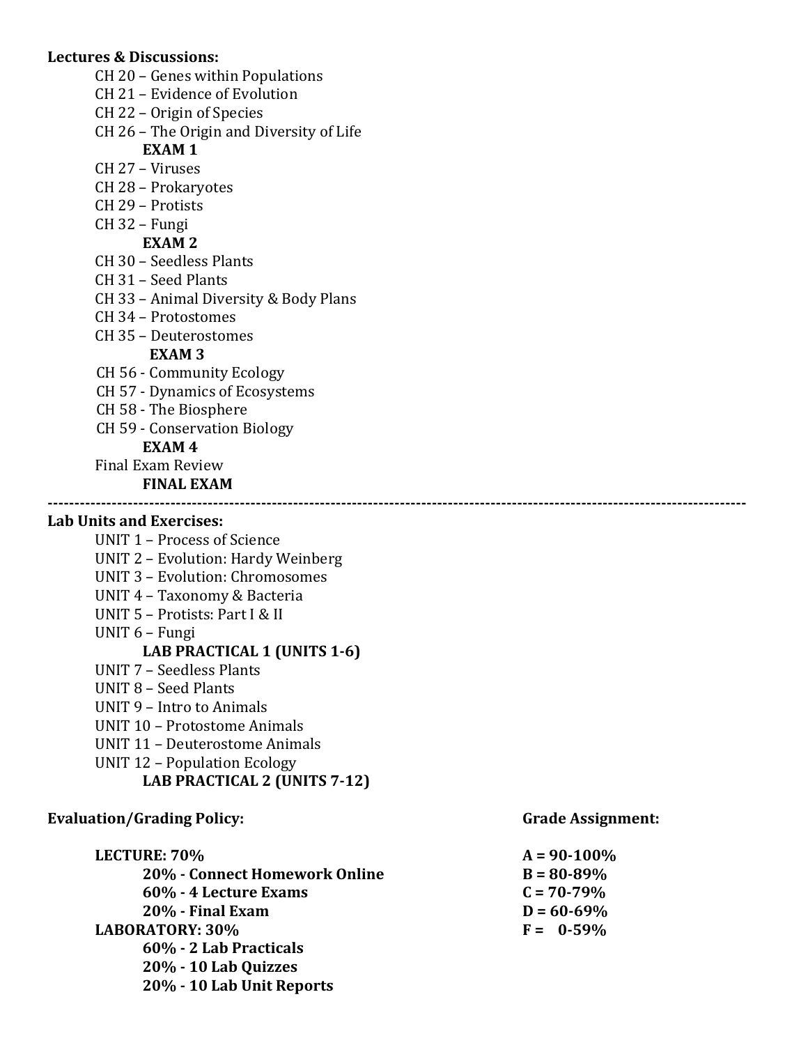**Lectures & Discussions:**

- CH 20 – Genes within Populations
- CH 21 – Evidence of Evolution
- CH 22 – Origin of Species
- CH 26 – The Origin and Diversity of Life
  - **EXAM 1**
- CH 27 – Viruses
- CH 28 – Prokaryotes
- CH 29 – Protists
- CH 32 – Fungi
  - **EXAM 2**
- CH 30 – Seedless Plants
- CH 31 – Seed Plants
- CH 33 – Animal Diversity & Body Plans
- CH 34 – Protostomes
- CH 35 – Deuterostomes
  - **EXAM 3**
- CH 56 - Community Ecology
- CH 57 - Dynamics of Ecosystems
- CH 58 - The Biosphere
- CH 59 - Conservation Biology
  - **EXAM 4**
- Final Exam Review
  - **FINAL EXAM**

---

**Lab Units and Exercises:**

- UNIT 1 – Process of Science
- UNIT 2 – Evolution: Hardy Weinberg
- UNIT 3 – Evolution: Chromosomes
- UNIT 4 – Taxonomy & Bacteria
- UNIT 5 – Protists: Part I & II
- UNIT 6 – Fungi
  - **LAB PRACTICAL 1 (UNITS 1-6)**
- UNIT 7 – Seedless Plants
- UNIT 8 – Seed Plants
- UNIT 9 – Intro to Animals
- UNIT 10 – Protostome Animals
- UNIT 11 – Deuterostome Animals
- UNIT 12 – Population Ecology
  - **LAB PRACTICAL 2 (UNITS 7-12)**

**Evaluation/Grading Policy:**

- **LECTURE: 70%**
  - **20% - Connect Homework Online**
  - **60% - 4 Lecture Exams**
  - **20% - Final Exam**
- **LABORATORY: 30%**
  - **60% - 2 Lab Practicals**
  - **20% - 10 Lab Quizzes**
  - **20% - 10 Lab Unit Reports**

**Grade Assignment:**

- **A = 90-100%**
- **B = 80-89%**
- **C = 70-79%**
- **D = 60-69%**
- **F = 0-59%**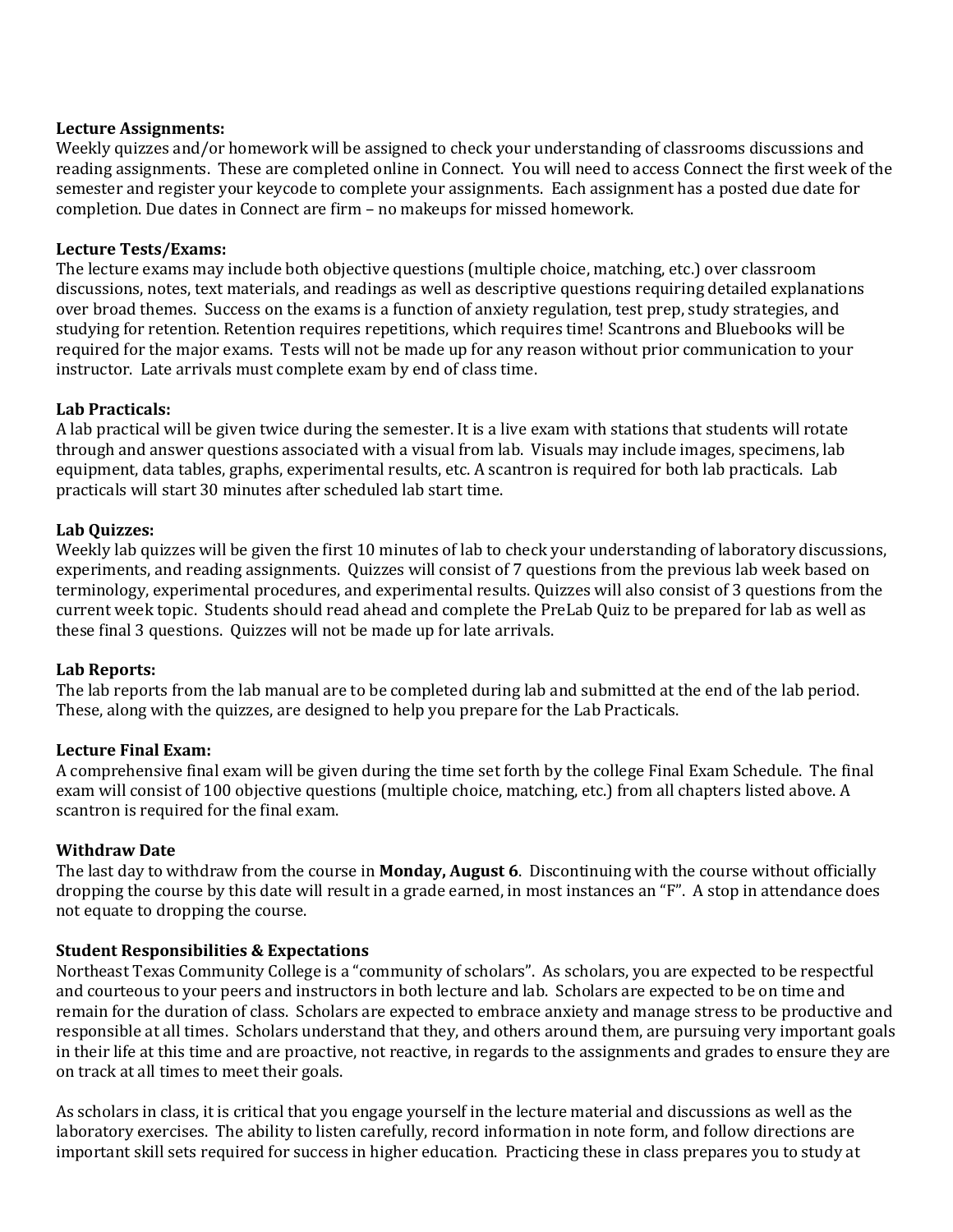**Lecture Assignments:**
Weekly quizzes and/or homework will be assigned to check your understanding of classrooms discussions and reading assignments. These are completed online in Connect. You will need to access Connect the first week of the semester and register your keycode to complete your assignments. Each assignment has a posted due date for completion. Due dates in Connect are firm – no makeups for missed homework.

**Lecture Tests/Exams:**
The lecture exams may include both objective questions (multiple choice, matching, etc.) over classroom discussions, notes, text materials, and readings as well as descriptive questions requiring detailed explanations over broad themes. Success on the exams is a function of anxiety regulation, test prep, study strategies, and studying for retention. Retention requires repetitions, which requires time! Scantrons and Bluebooks will be required for the major exams. Tests will not be made up for any reason without prior communication to your instructor. Late arrivals must complete exam by end of class time.

**Lab Practicals:**
A lab practical will be given twice during the semester. It is a live exam with stations that students will rotate through and answer questions associated with a visual from lab. Visuals may include images, specimens, lab equipment, data tables, graphs, experimental results, etc. A scantron is required for both lab practicals. Lab practicals will start 30 minutes after scheduled lab start time.

**Lab Quizzes:**
Weekly lab quizzes will be given the first 10 minutes of lab to check your understanding of laboratory discussions, experiments, and reading assignments. Quizzes will consist of 7 questions from the previous lab week based on terminology, experimental procedures, and experimental results. Quizzes will also consist of 3 questions from the current week topic. Students should read ahead and complete the PreLab Quiz to be prepared for lab as well as these final 3 questions. Quizzes will not be made up for late arrivals.

**Lab Reports:**
The lab reports from the lab manual are to be completed during lab and submitted at the end of the lab period. These, along with the quizzes, are designed to help you prepare for the Lab Practicals.

**Lecture Final Exam:**
A comprehensive final exam will be given during the time set forth by the college Final Exam Schedule. The final exam will consist of 100 objective questions (multiple choice, matching, etc.) from all chapters listed above. A scantron is required for the final exam.

**Withdraw Date**
The last day to withdraw from the course in **Monday, August 6**. Discontinuing with the course without officially dropping the course by this date will result in a grade earned, in most instances an "F". A stop in attendance does not equate to dropping the course.

**Student Responsibilities & Expectations**
Northeast Texas Community College is a "community of scholars". As scholars, you are expected to be respectful and courteous to your peers and instructors in both lecture and lab. Scholars are expected to be on time and remain for the duration of class. Scholars are expected to embrace anxiety and manage stress to be productive and responsible at all times. Scholars understand that they, and others around them, are pursuing very important goals in their life at this time and are proactive, not reactive, in regards to the assignments and grades to ensure they are on track at all times to meet their goals.

As scholars in class, it is critical that you engage yourself in the lecture material and discussions as well as the laboratory exercises. The ability to listen carefully, record information in note form, and follow directions are important skill sets required for success in higher education. Practicing these in class prepares you to study at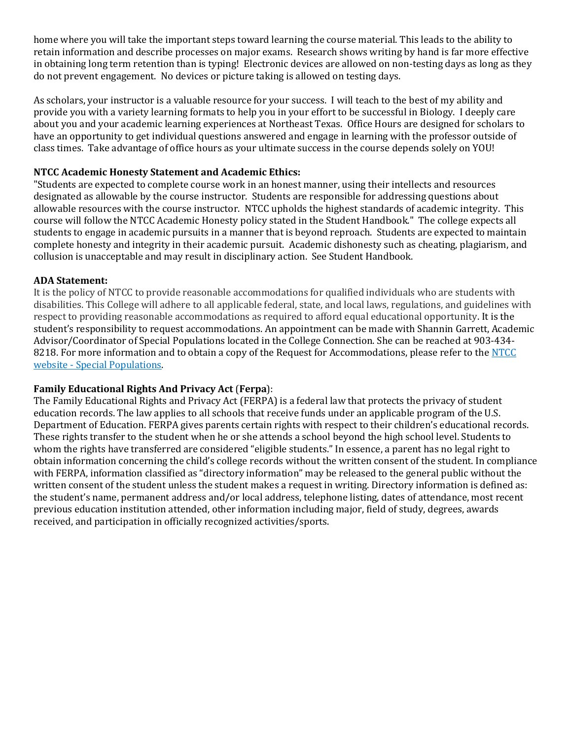home where you will take the important steps toward learning the course material. This leads to the ability to retain information and describe processes on major exams. Research shows writing by hand is far more effective in obtaining long term retention than is typing! Electronic devices are allowed on non-testing days as long as they do not prevent engagement. No devices or picture taking is allowed on testing days.

As scholars, your instructor is a valuable resource for your success. I will teach to the best of my ability and provide you with a variety learning formats to help you in your effort to be successful in Biology. I deeply care about you and your academic learning experiences at Northeast Texas. Office Hours are designed for scholars to have an opportunity to get individual questions answered and engage in learning with the professor outside of class times. Take advantage of office hours as your ultimate success in the course depends solely on YOU!

**NTCC Academic Honesty Statement and Academic Ethics:**
"Students are expected to complete course work in an honest manner, using their intellects and resources designated as allowable by the course instructor. Students are responsible for addressing questions about allowable resources with the course instructor. NTCC upholds the highest standards of academic integrity. This course will follow the NTCC Academic Honesty policy stated in the Student Handbook." The college expects all students to engage in academic pursuits in a manner that is beyond reproach. Students are expected to maintain complete honesty and integrity in their academic pursuit. Academic dishonesty such as cheating, plagiarism, and collusion is unacceptable and may result in disciplinary action. See Student Handbook.

**ADA Statement:**
It is the policy of NTCC to provide reasonable accommodations for qualified individuals who are students with disabilities. This College will adhere to all applicable federal, state, and local laws, regulations, and guidelines with respect to providing reasonable accommodations as required to afford equal educational opportunity. It is the student's responsibility to request accommodations. An appointment can be made with Shannin Garrett, Academic Advisor/Coordinator of Special Populations located in the College Connection. She can be reached at 903-434-8218. For more information and to obtain a copy of the Request for Accommodations, please refer to the NTCC website - Special Populations.

**Family Educational Rights And Privacy Act (Ferpa):**
The Family Educational Rights and Privacy Act (FERPA) is a federal law that protects the privacy of student education records. The law applies to all schools that receive funds under an applicable program of the U.S. Department of Education. FERPA gives parents certain rights with respect to their children's educational records. These rights transfer to the student when he or she attends a school beyond the high school level. Students to whom the rights have transferred are considered "eligible students." In essence, a parent has no legal right to obtain information concerning the child's college records without the written consent of the student. In compliance with FERPA, information classified as "directory information" may be released to the general public without the written consent of the student unless the student makes a request in writing. Directory information is defined as: the student's name, permanent address and/or local address, telephone listing, dates of attendance, most recent previous education institution attended, other information including major, field of study, degrees, awards received, and participation in officially recognized activities/sports.